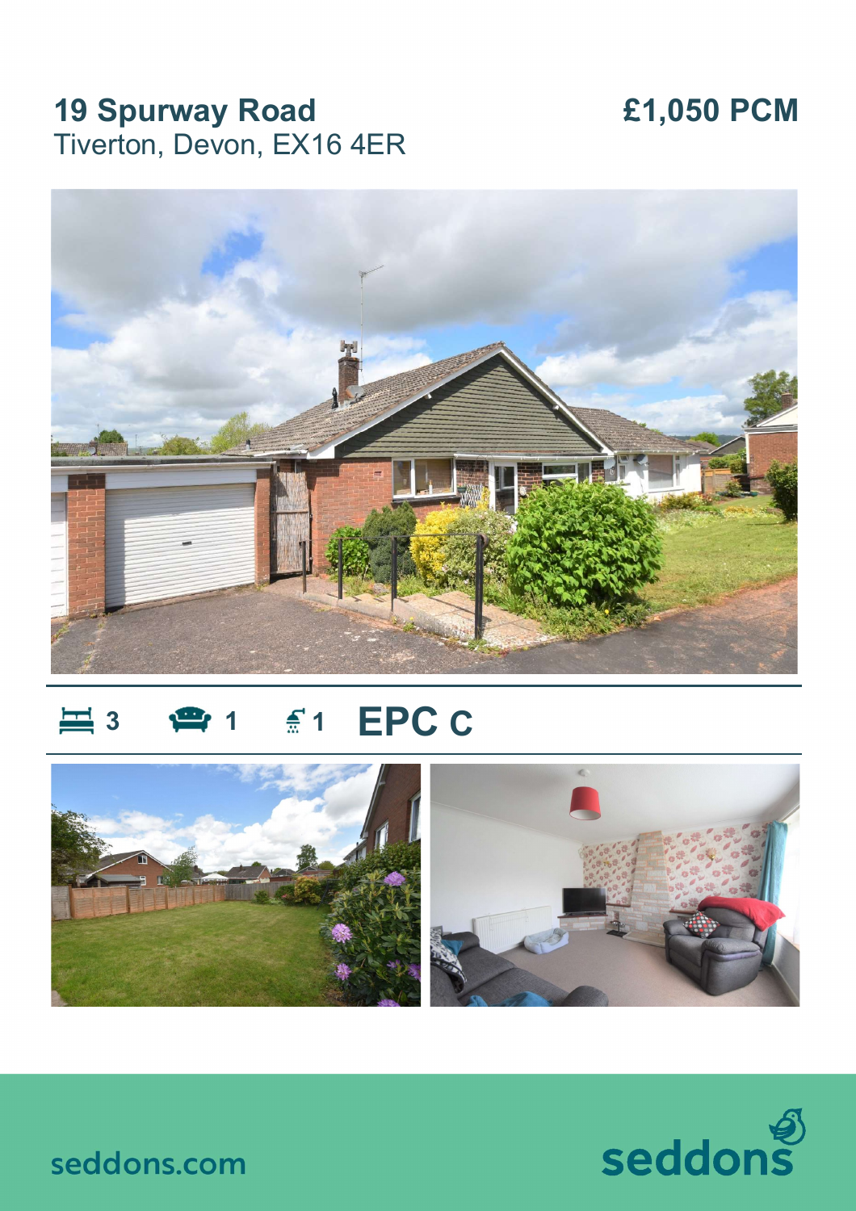# 19 Spurway Road

Tiverton, Devon, EX16 4ER

**£1,050 PCM**

3 | 1 | 1 | **EPC C**

seddons.com

seddons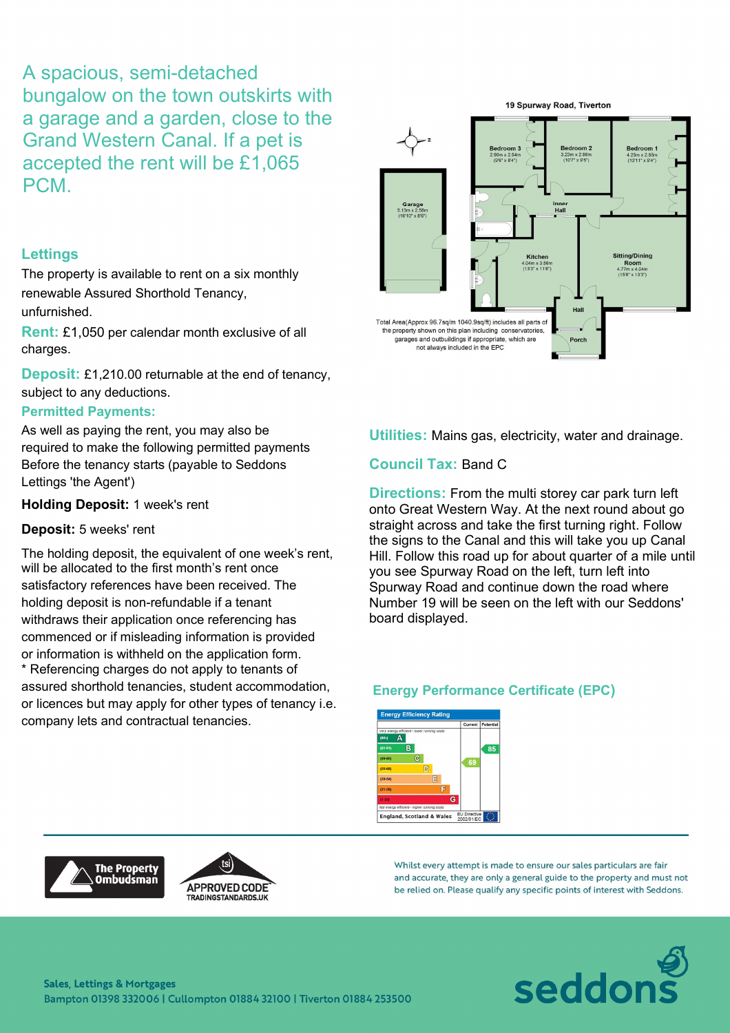A spacious, semi-detached bungalow on the town outskirts with a garage and a garden, close to the Grand Western Canal. If a pet is accepted the rent will be £1,065 PCM.

19 Spurway Road, Tiverton

Bedroom 3
2.90m x 2.54m
(9'6" x 8'4")

Bedroom 2
3.23m x 2.86m
(10'7" x 9'5")

Bedroom 1
4.25m x 2.85m
(13'11" x 9'4")

Garage
5.13m x 2.58m
(16'10" x 8'6")

Inner Hall

Kitchen
4.04m x 3.56m
(13'3" x 11'8")

Sitting/Dining Room
4.77m x 4.04m
(15'8" x 13'3")

Hall

Porch

Total Area(Approx 96.7sq/m 1040.9sq/ft) includes all parts of the property shown on this plan including conservatories, garages and outbuildings if appropriate, which are not always included in the EPC

## Lettings

The property is available to rent on a six monthly renewable Assured Shorthold Tenancy, unfurnished.

**Rent:** £1,050 per calendar month exclusive of all charges.

**Deposit:** £1,210.00 returnable at the end of tenancy, subject to any deductions.

**Permitted Payments:**

As well as paying the rent, you may also be required to make the following permitted payments Before the tenancy starts (payable to Seddons Lettings 'the Agent')

**Holding Deposit:** 1 week's rent

**Deposit:** 5 weeks' rent

The holding deposit, the equivalent of one week's rent, will be allocated to the first month's rent once satisfactory references have been received. The holding deposit is non-refundable if a tenant withdraws their application once referencing has commenced or if misleading information is provided or information is withheld on the application form.
* Referencing charges do not apply to tenants of assured shorthold tenancies, student accommodation, or licences but may apply for other types of tenancy i.e. company lets and contractual tenancies.

**Utilities:** Mains gas, electricity, water and drainage.

**Council Tax:** Band C

**Directions:** From the multi storey car park turn left onto Great Western Way. At the next round about go straight across and take the first turning right. Follow the signs to the Canal and this will take you up Canal Hill. Follow this road up for about quarter of a mile until you see Spurway Road on the left, turn left into Spurway Road and continue down the road where Number 19 will be seen on the left with our Seddons' board displayed.

## Energy Performance Certificate (EPC)

Energy Efficiency Rating

Current: 69
Potential: 85

England, Scotland & Wales — EU Directive 2002/91/EC

The Property Ombudsman

tsi APPROVED CODE TRADINGSTANDARDS.UK

Whilst every attempt is made to ensure our sales particulars are fair and accurate, they are only a general guide to the property and must not be relied on. Please qualify any specific points of interest with Seddons.

Sales, Lettings & Mortgages
Bampton 01398 332006 | Cullompton 01884 32100 | Tiverton 01884 253500

seddons